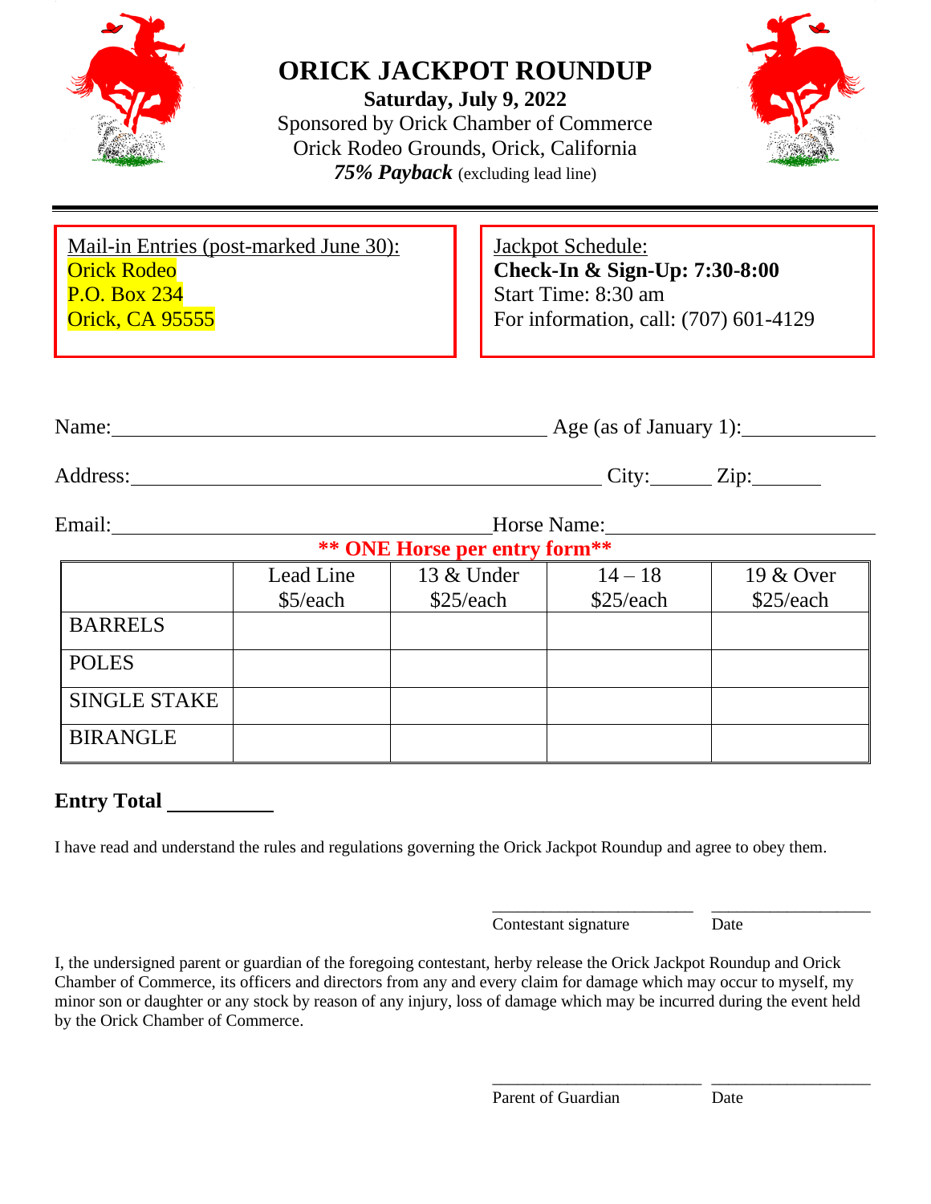# ORICK JACKPOT ROUNDUP

**Saturday, July 9, 2022**

Sponsored by Orick Chamber of Commerce

Orick Rodeo Grounds, Orick, California

***75% Payback*** (excluding lead line)

---

Mail-in Entries (post-marked June 30):
Orick Rodeo
P.O. Box 234
Orick, CA 95555

Jackpot Schedule:
**Check-In & Sign-Up: 7:30-8:00**
Start Time: 8:30 am
For information, call: (707) 601-4129

Name:\_\_\_\_\_\_\_\_\_\_\_\_\_\_\_\_\_\_\_\_\_\_\_\_\_\_\_\_\_\_\_\_\_\_\_\_\_\_\_ Age (as of January 1):\_\_\_\_\_\_\_\_\_\_\_\_

Address:\_\_\_\_\_\_\_\_\_\_\_\_\_\_\_\_\_\_\_\_\_\_\_\_\_\_\_\_\_\_\_\_\_\_\_\_\_\_\_\_\_\_\_\_ City:\_\_\_\_\_\_ Zip:\_\_\_\_\_\_\_

Email:\_\_\_\_\_\_\_\_\_\_\_\_\_\_\_\_\_\_\_\_\_\_\_\_\_\_\_\_\_\_\_\_\_\_Horse Name:\_\_\_\_\_\_\_\_\_\_\_\_\_\_\_\_\_\_\_\_\_\_\_\_\_\_

**\*\* ONE Horse per entry form\*\***

| | Lead Line $5/each | 13 & Under $25/each | 14 – 18 $25/each | 19 & Over $25/each |
|---|---|---|---|---|
| BARRELS | | | | |
| POLES | | | | |
| SINGLE STAKE | | | | |
| BIRANGLE | | | | |

**Entry Total** \_\_\_\_\_\_\_\_\_\_

I have read and understand the rules and regulations governing the Orick Jackpot Roundup and agree to obey them.

\_\_\_\_\_\_\_\_\_\_\_\_\_\_\_\_\_\_\_\_\_\_\_\_\_ \_\_\_\_\_\_\_\_\_\_\_\_\_\_\_\_\_\_\_\_
Contestant signature Date

I, the undersigned parent or guardian of the foregoing contestant, herby release the Orick Jackpot Roundup and Orick Chamber of Commerce, its officers and directors from any and every claim for damage which may occur to myself, my minor son or daughter or any stock by reason of any injury, loss of damage which may be incurred during the event held by the Orick Chamber of Commerce.

\_\_\_\_\_\_\_\_\_\_\_\_\_\_\_\_\_\_\_\_\_\_\_\_\_\_ \_\_\_\_\_\_\_\_\_\_\_\_\_\_\_\_\_\_\_\_
Parent of Guardian Date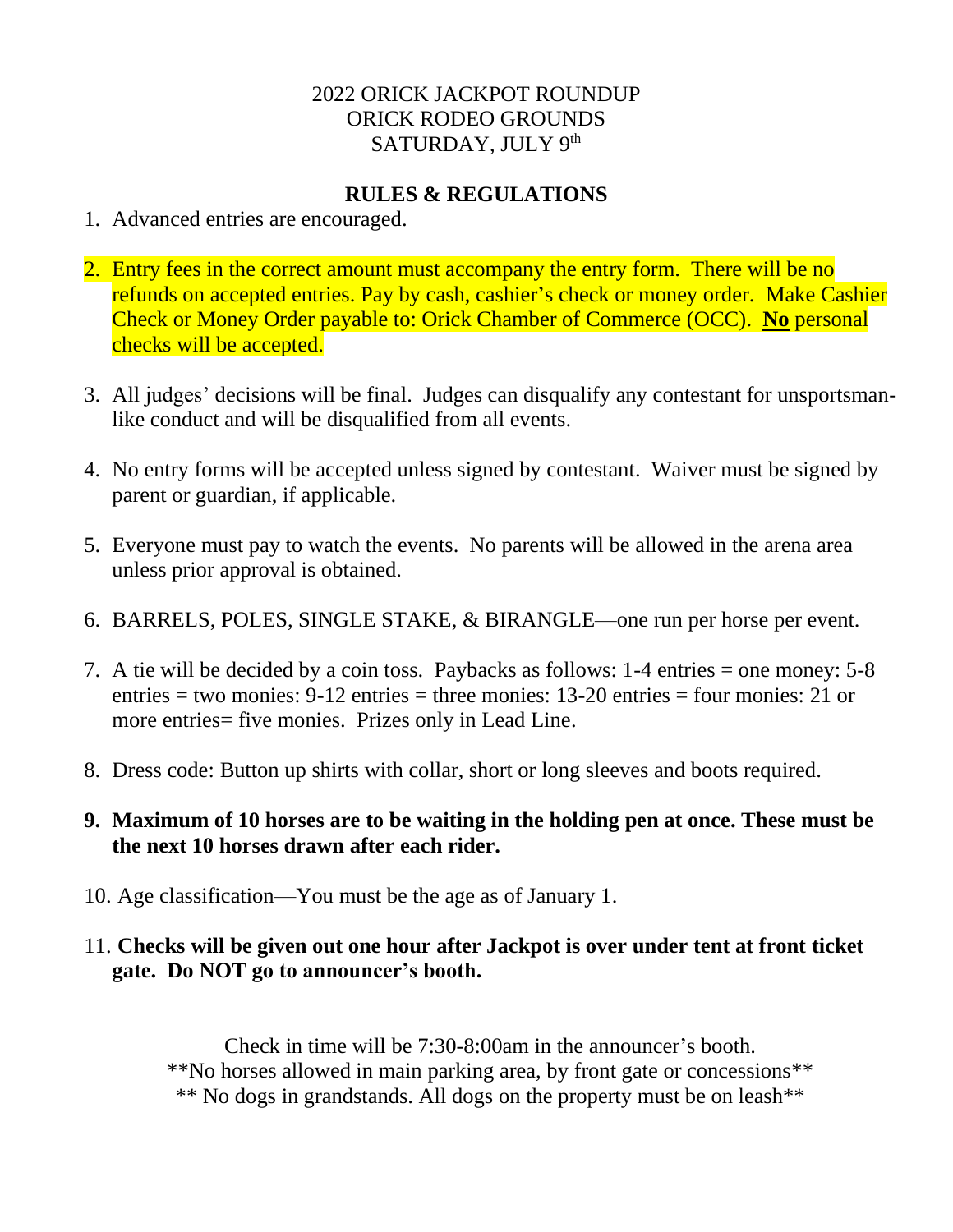2022 ORICK JACKPOT ROUNDUP
ORICK RODEO GROUNDS
SATURDAY, JULY 9th

## RULES & REGULATIONS

1. Advanced entries are encouraged.

2. Entry fees in the correct amount must accompany the entry form. There will be no refunds on accepted entries. Pay by cash, cashier's check or money order. Make Cashier Check or Money Order payable to: Orick Chamber of Commerce (OCC). **No** personal checks will be accepted.

3. All judges' decisions will be final. Judges can disqualify any contestant for unsportsman-like conduct and will be disqualified from all events.

4. No entry forms will be accepted unless signed by contestant. Waiver must be signed by parent or guardian, if applicable.

5. Everyone must pay to watch the events. No parents will be allowed in the arena area unless prior approval is obtained.

6. BARRELS, POLES, SINGLE STAKE, & BIRANGLE—one run per horse per event.

7. A tie will be decided by a coin toss. Paybacks as follows: 1-4 entries = one money: 5-8 entries = two monies: 9-12 entries = three monies: 13-20 entries = four monies: 21 or more entries= five monies. Prizes only in Lead Line.

8. Dress code: Button up shirts with collar, short or long sleeves and boots required.

9. **Maximum of 10 horses are to be waiting in the holding pen at once. These must be the next 10 horses drawn after each rider.**

10. Age classification—You must be the age as of January 1.

11. **Checks will be given out one hour after Jackpot is over under tent at front ticket gate. Do NOT go to announcer's booth.**

Check in time will be 7:30-8:00am in the announcer's booth.
**No horses allowed in main parking area, by front gate or concessions**
** No dogs in grandstands. All dogs on the property must be on leash**